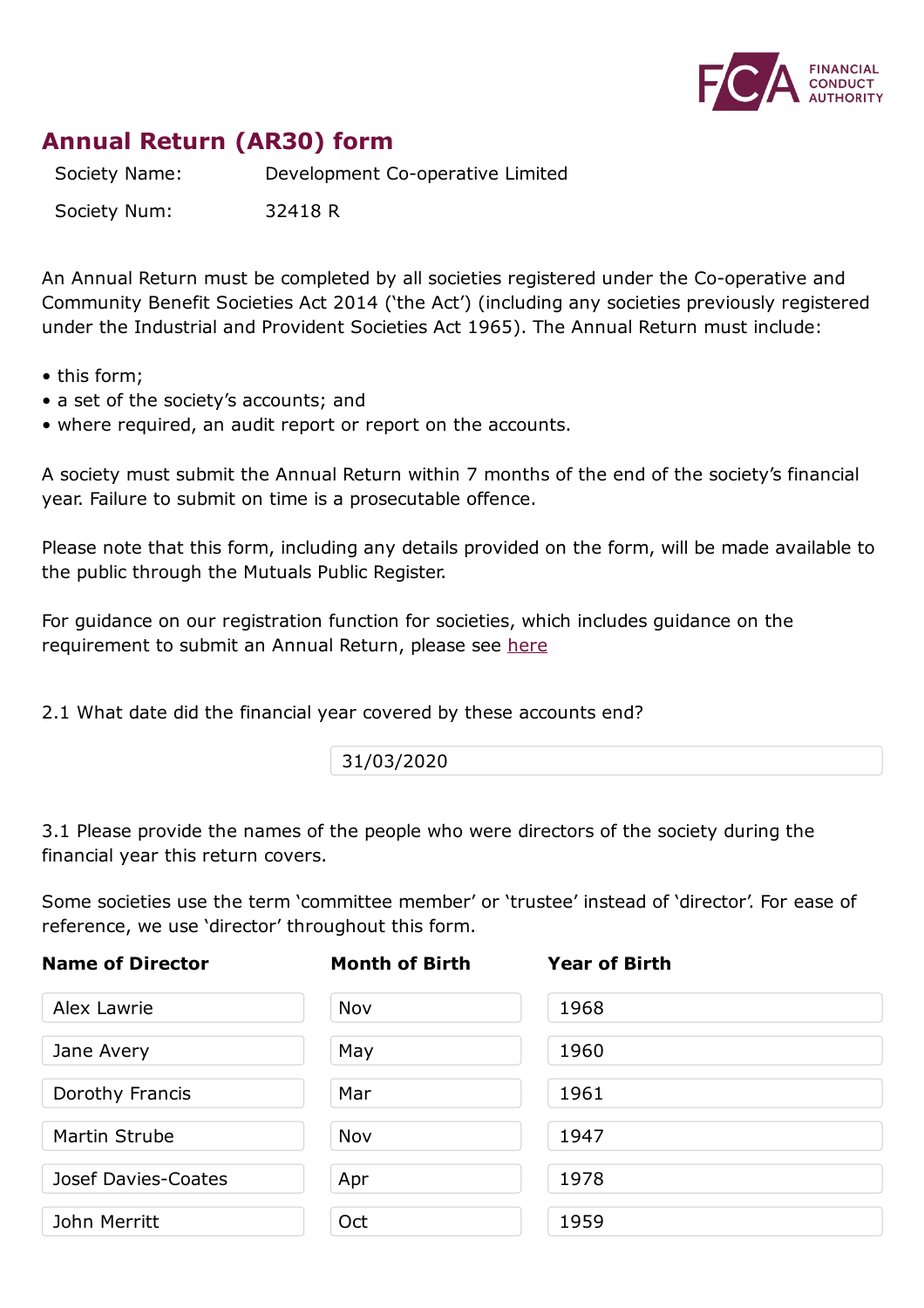# Annual Return (AR30) form

| | |
|---|---|
| Society Name: | Development Co-operative Limited |
| Society Num: | 32418 R |

An Annual Return must be completed by all societies registered under the Co-operative and Community Benefit Societies Act 2014 ('the Act') (including any societies previously registered under the Industrial and Provident Societies Act 1965). The Annual Return must include:

- this form;
- a set of the society's accounts; and
- where required, an audit report or report on the accounts.

A society must submit the Annual Return within 7 months of the end of the society's financial year. Failure to submit on time is a prosecutable offence.

Please note that this form, including any details provided on the form, will be made available to the public through the Mutuals Public Register.

For guidance on our registration function for societies, which includes guidance on the requirement to submit an Annual Return, please see here

2.1 What date did the financial year covered by these accounts end?

31/03/2020

3.1 Please provide the names of the people who were directors of the society during the financial year this return covers.

Some societies use the term 'committee member' or 'trustee' instead of 'director'. For ease of reference, we use 'director' throughout this form.

| Name of Director | Month of Birth | Year of Birth |
|---|---|---|
| Alex Lawrie | Nov | 1968 |
| Jane Avery | May | 1960 |
| Dorothy Francis | Mar | 1961 |
| Martin Strube | Nov | 1947 |
| Josef Davies-Coates | Apr | 1978 |
| John Merritt | Oct | 1959 |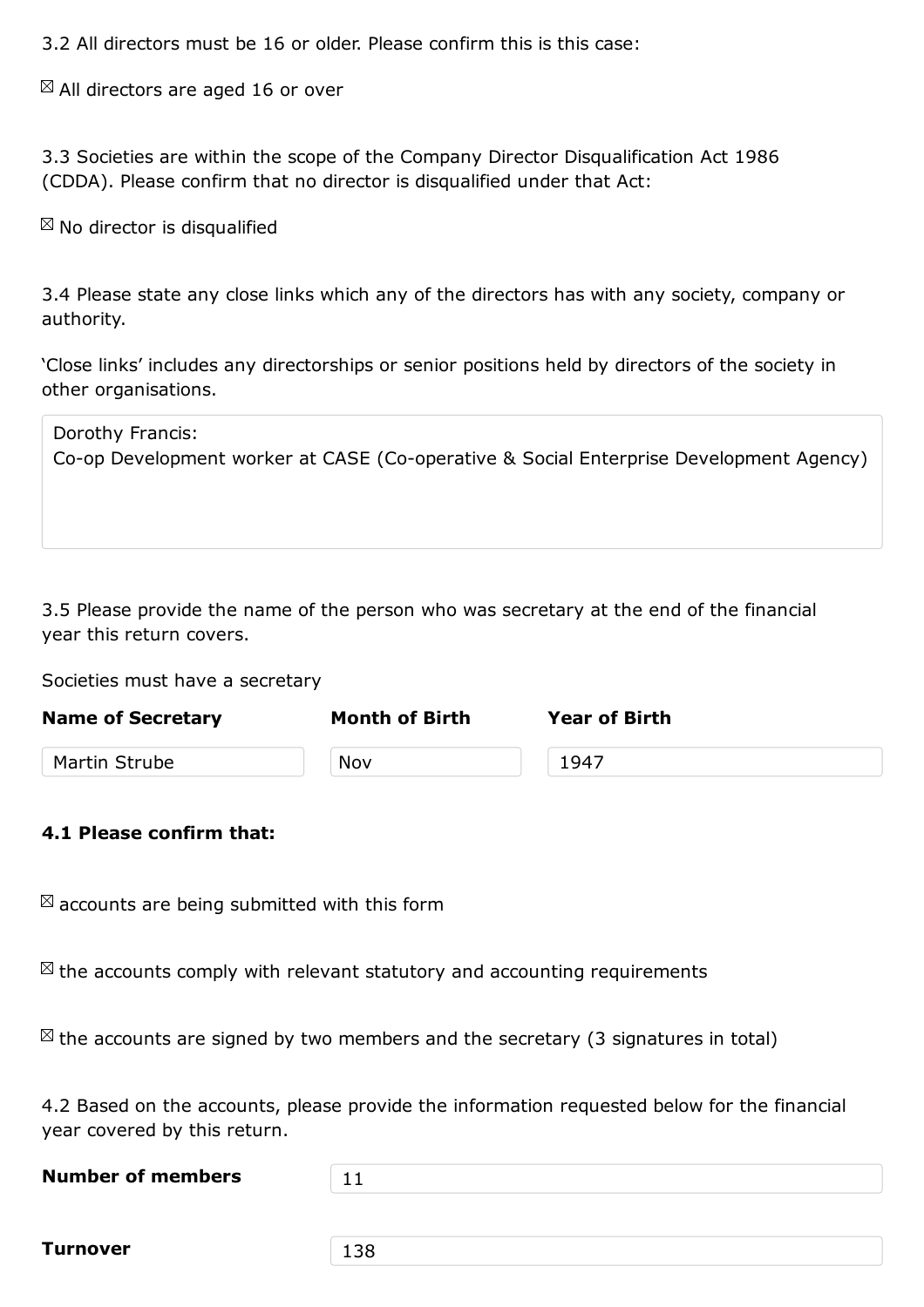3.2 All directors must be 16 or older. Please confirm this is this case:

☒ All directors are aged 16 or over

3.3 Societies are within the scope of the Company Director Disqualification Act 1986 (CDDA). Please confirm that no director is disqualified under that Act:

☒ No director is disqualified

3.4 Please state any close links which any of the directors has with any society, company or authority.

'Close links' includes any directorships or senior positions held by directors of the society in other organisations.

Dorothy Francis:
Co-op Development worker at CASE (Co-operative & Social Enterprise Development Agency)

3.5 Please provide the name of the person who was secretary at the end of the financial year this return covers.

Societies must have a secretary

| Name of Secretary | Month of Birth | Year of Birth |
|---|---|---|
| Martin Strube | Nov | 1947 |

**4.1 Please confirm that:**

☒ accounts are being submitted with this form

☒ the accounts comply with relevant statutory and accounting requirements

☒ the accounts are signed by two members and the secretary (3 signatures in total)

4.2 Based on the accounts, please provide the information requested below for the financial year covered by this return.

| | |
|---|---|
| **Number of members** | 11 |
| **Turnover** | 138 |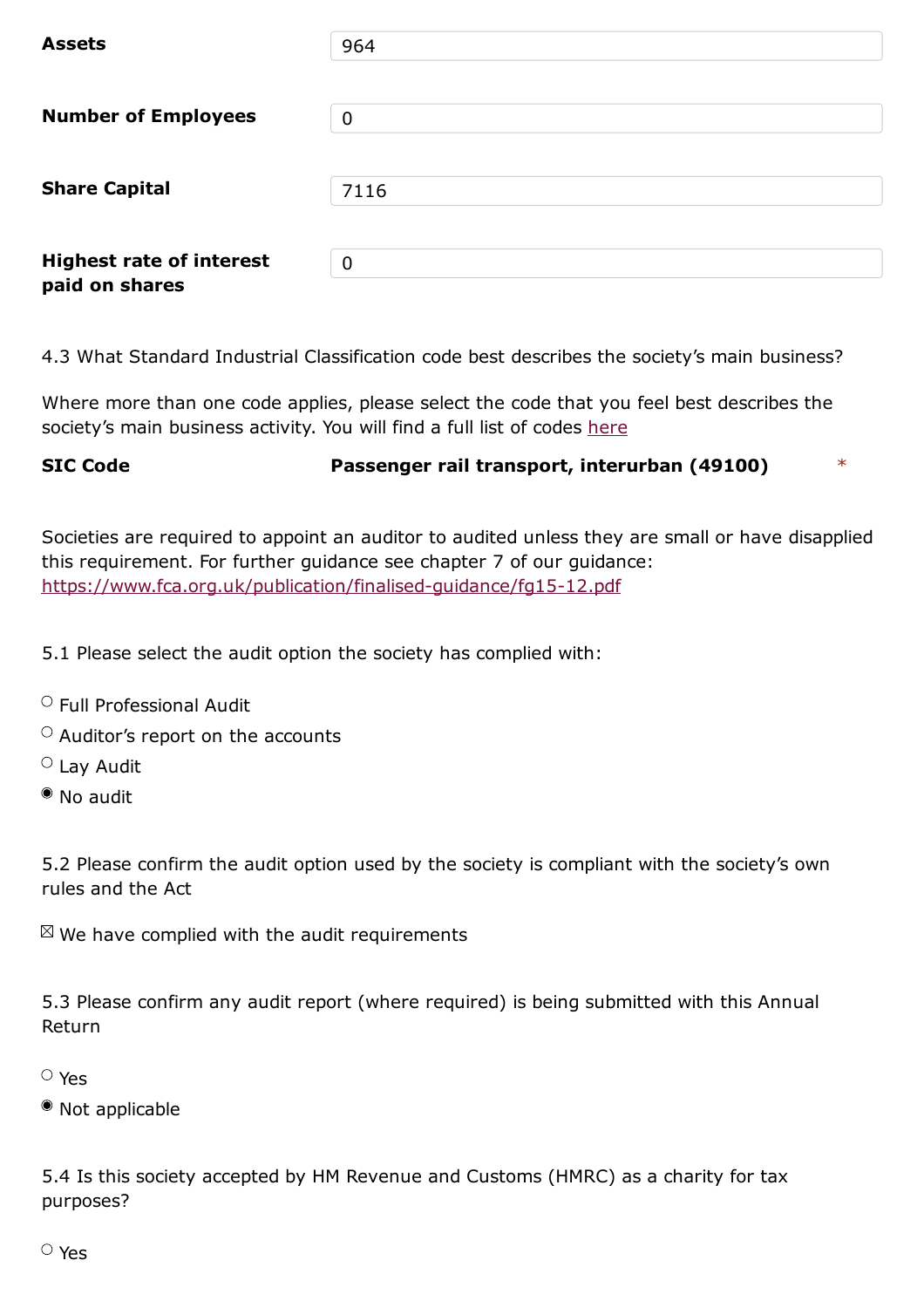| | |
|---|---|
| **Assets** | 964 |
| **Number of Employees** | 0 |
| **Share Capital** | 7116 |
| **Highest rate of interest paid on shares** | 0 |

4.3 What Standard Industrial Classification code best describes the society's main business?

Where more than one code applies, please select the code that you feel best describes the society's main business activity. You will find a full list of codes here

**SIC Code** **Passenger rail transport, interurban (49100)** *

Societies are required to appoint an auditor to audited unless they are small or have disapplied this requirement. For further guidance see chapter 7 of our guidance: https://www.fca.org.uk/publication/finalised-guidance/fg15-12.pdf

5.1 Please select the audit option the society has complied with:

- ○ Full Professional Audit
- ○ Auditor's report on the accounts
- ○ Lay Audit
- ◉ No audit

5.2 Please confirm the audit option used by the society is compliant with the society's own rules and the Act

☒ We have complied with the audit requirements

5.3 Please confirm any audit report (where required) is being submitted with this Annual Return

- ○ Yes
- ◉ Not applicable

5.4 Is this society accepted by HM Revenue and Customs (HMRC) as a charity for tax purposes?

- ○ Yes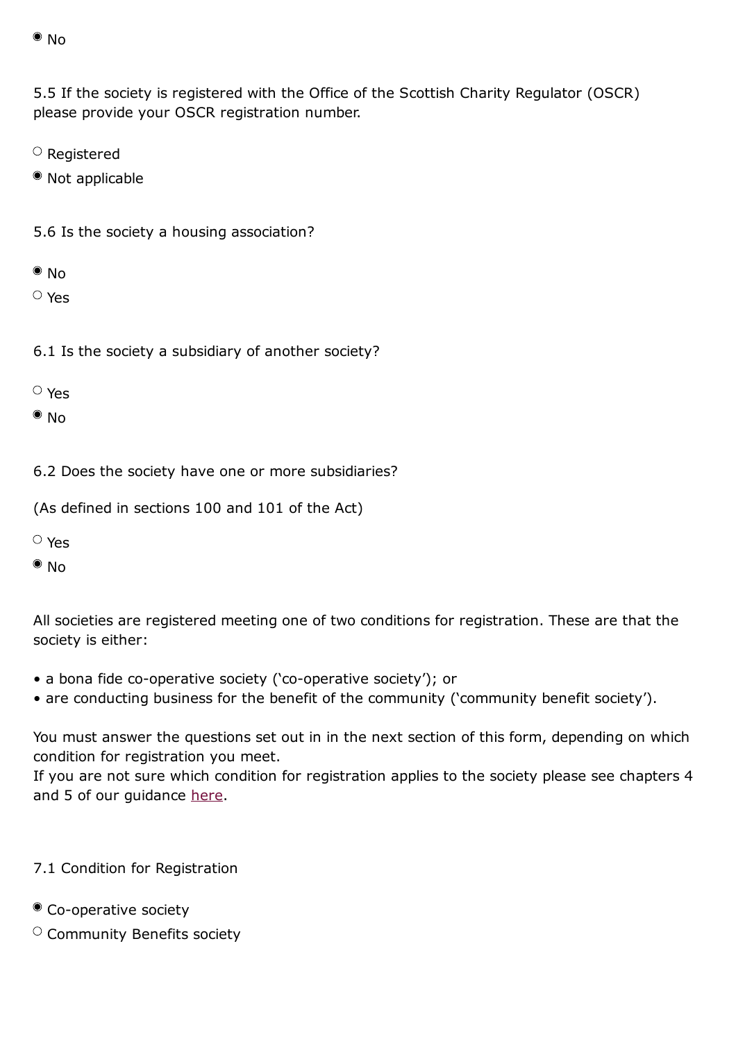- [x] No

5.5 If the society is registered with the Office of the Scottish Charity Regulator (OSCR) please provide your OSCR registration number.

- [ ] Registered
- [x] Not applicable

5.6 Is the society a housing association?

- [x] No
- [ ] Yes

6.1 Is the society a subsidiary of another society?

- [ ] Yes
- [x] No

6.2 Does the society have one or more subsidiaries?

(As defined in sections 100 and 101 of the Act)

- [ ] Yes
- [x] No

All societies are registered meeting one of two conditions for registration. These are that the society is either:

- a bona fide co-operative society ('co-operative society'); or
- are conducting business for the benefit of the community ('community benefit society').

You must answer the questions set out in in the next section of this form, depending on which condition for registration you meet.
If you are not sure which condition for registration applies to the society please see chapters 4 and 5 of our guidance here.

7.1 Condition for Registration

- [x] Co-operative society
- [ ] Community Benefits society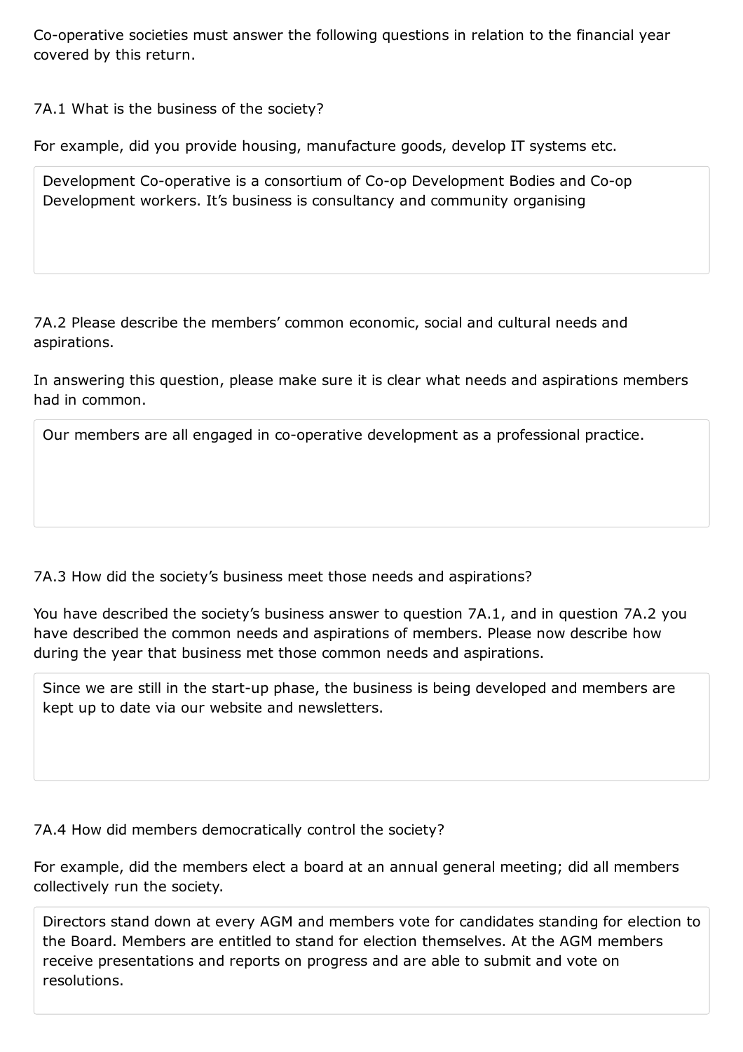Co-operative societies must answer the following questions in relation to the financial year covered by this return.

7A.1 What is the business of the society?

For example, did you provide housing, manufacture goods, develop IT systems etc.

> Development Co-operative is a consortium of Co-op Development Bodies and Co-op Development workers. It's business is consultancy and community organising

7A.2 Please describe the members' common economic, social and cultural needs and aspirations.

In answering this question, please make sure it is clear what needs and aspirations members had in common.

> Our members are all engaged in co-operative development as a professional practice.

7A.3 How did the society's business meet those needs and aspirations?

You have described the society's business answer to question 7A.1, and in question 7A.2 you have described the common needs and aspirations of members. Please now describe how during the year that business met those common needs and aspirations.

> Since we are still in the start-up phase, the business is being developed and members are kept up to date via our website and newsletters.

7A.4 How did members democratically control the society?

For example, did the members elect a board at an annual general meeting; did all members collectively run the society.

> Directors stand down at every AGM and members vote for candidates standing for election to the Board. Members are entitled to stand for election themselves. At the AGM members receive presentations and reports on progress and are able to submit and vote on resolutions.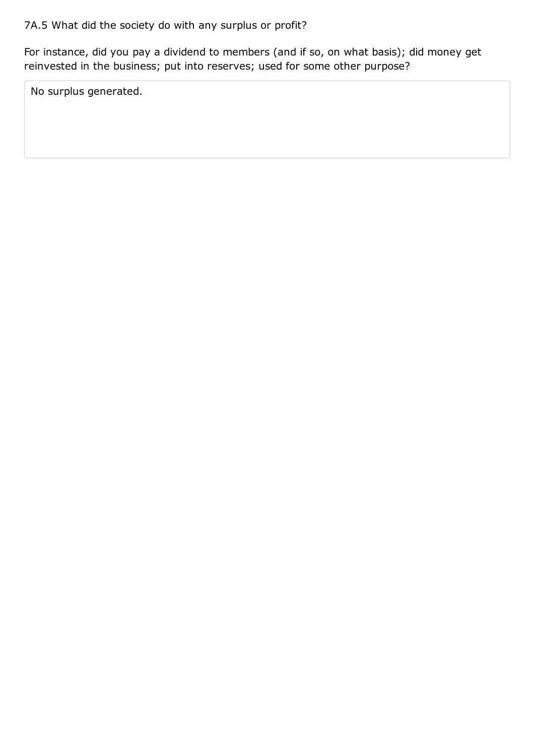7A.5 What did the society do with any surplus or profit?

For instance, did you pay a dividend to members (and if so, on what basis); did money get reinvested in the business; put into reserves; used for some other purpose?

No surplus generated.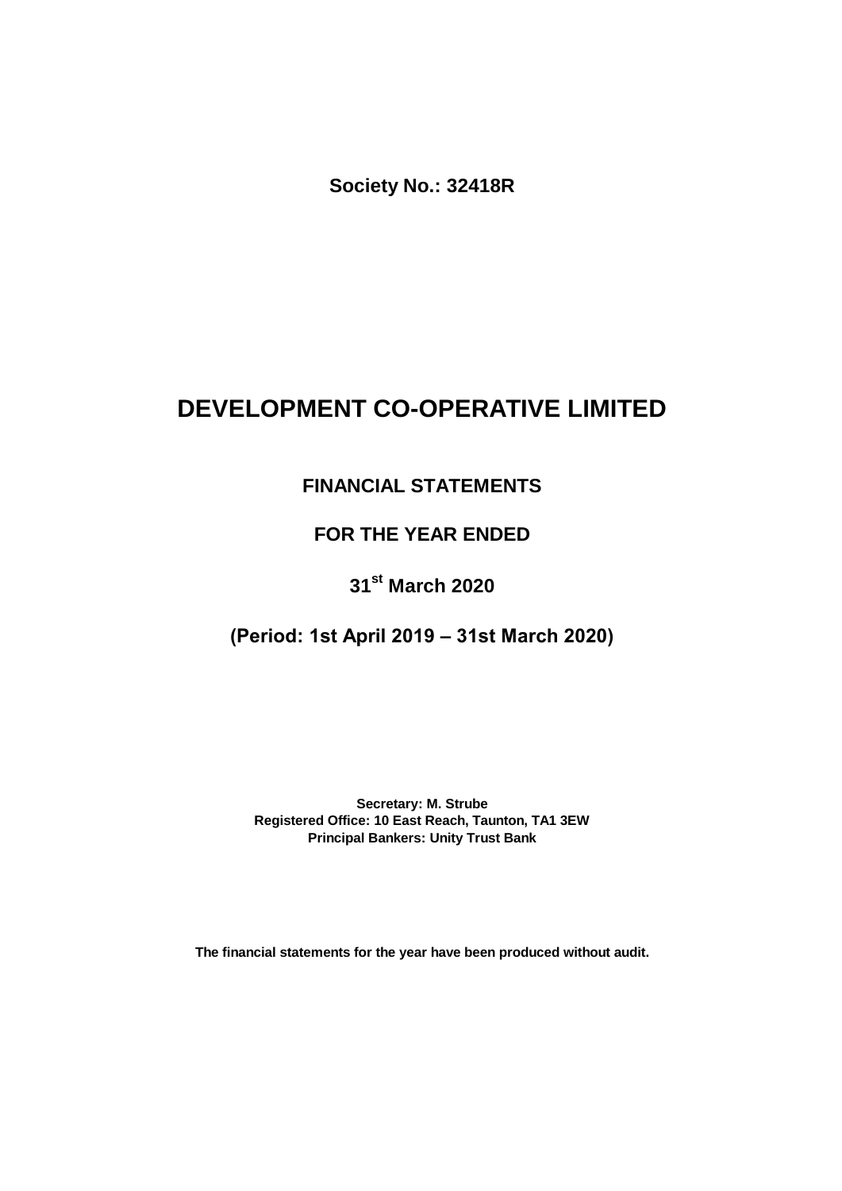**Society No.: 32418R**

# DEVELOPMENT CO-OPERATIVE LIMITED

## FINANCIAL STATEMENTS

## FOR THE YEAR ENDED

## 31st March 2020

## (Period: 1st April 2019 – 31st March 2020)

**Secretary: M. Strube**
**Registered Office: 10 East Reach, Taunton, TA1 3EW**
**Principal Bankers: Unity Trust Bank**

**The financial statements for the year have been produced without audit.**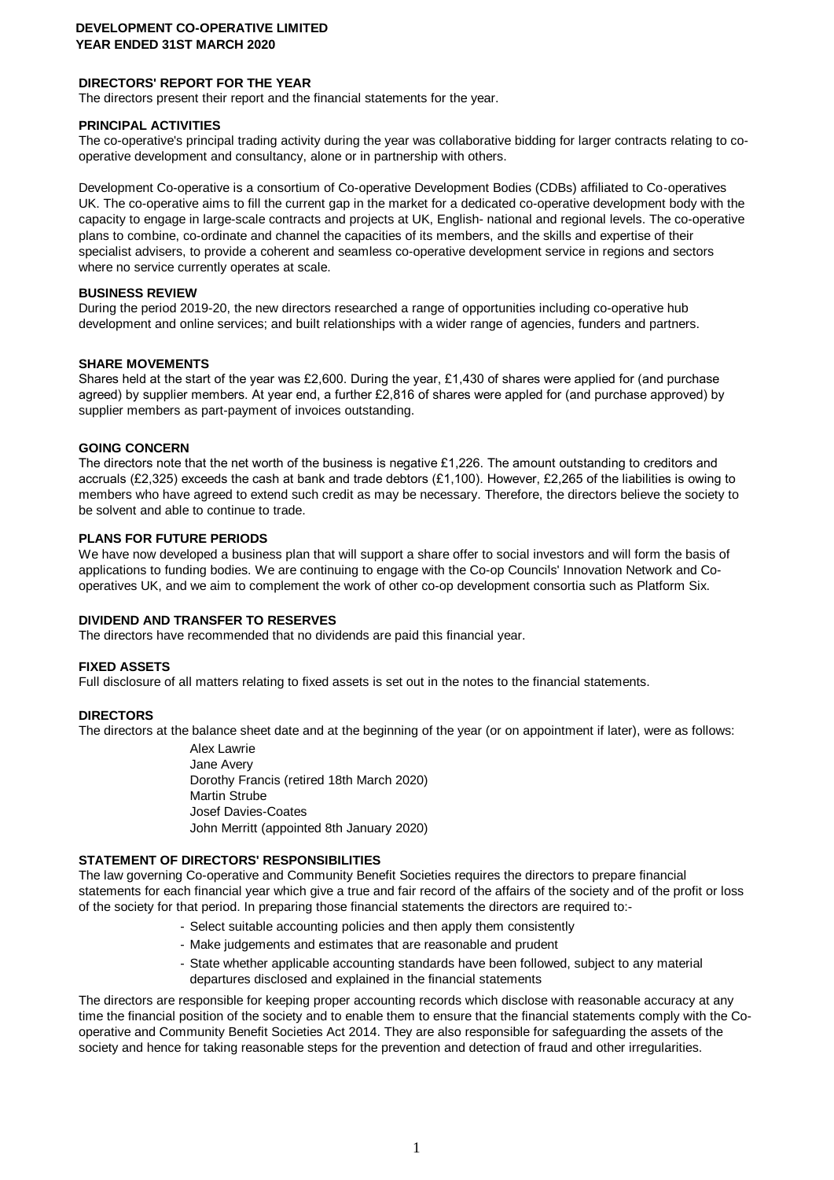**DEVELOPMENT CO-OPERATIVE LIMITED**
**YEAR ENDED 31ST MARCH 2020**

## DIRECTORS' REPORT FOR THE YEAR

The directors present their report and the financial statements for the year.

### PRINCIPAL ACTIVITIES

The co-operative's principal trading activity during the year was collaborative bidding for larger contracts relating to co-operative development and consultancy, alone or in partnership with others.

Development Co-operative is a consortium of Co-operative Development Bodies (CDBs) affiliated to Co-operatives UK. The co-operative aims to fill the current gap in the market for a dedicated co-operative development body with the capacity to engage in large-scale contracts and projects at UK, English- national and regional levels. The co-operative plans to combine, co-ordinate and channel the capacities of its members, and the skills and expertise of their specialist advisers, to provide a coherent and seamless co-operative development service in regions and sectors where no service currently operates at scale.

### BUSINESS REVIEW

During the period 2019-20, the new directors researched a range of opportunities including co-operative hub development and online services; and built relationships with a wider range of agencies, funders and partners.

### SHARE MOVEMENTS

Shares held at the start of the year was £2,600. During the year, £1,430 of shares were applied for (and purchase agreed) by supplier members. At year end, a further £2,816 of shares were appled for (and purchase approved) by supplier members as part-payment of invoices outstanding.

### GOING CONCERN

The directors note that the net worth of the business is negative £1,226. The amount outstanding to creditors and accruals (£2,325) exceeds the cash at bank and trade debtors (£1,100). However, £2,265 of the liabilities is owing to members who have agreed to extend such credit as may be necessary. Therefore, the directors believe the society to be solvent and able to continue to trade.

### PLANS FOR FUTURE PERIODS

We have now developed a business plan that will support a share offer to social investors and will form the basis of applications to funding bodies. We are continuing to engage with the Co-op Councils' Innovation Network and Co-operatives UK, and we aim to complement the work of other co-op development consortia such as Platform Six.

### DIVIDEND AND TRANSFER TO RESERVES

The directors have recommended that no dividends are paid this financial year.

### FIXED ASSETS

Full disclosure of all matters relating to fixed assets is set out in the notes to the financial statements.

### DIRECTORS

The directors at the balance sheet date and at the beginning of the year (or on appointment if later), were as follows:

Alex Lawrie
Jane Avery
Dorothy Francis (retired 18th March 2020)
Martin Strube
Josef Davies-Coates
John Merritt (appointed 8th January 2020)

### STATEMENT OF DIRECTORS' RESPONSIBILITIES

The law governing Co-operative and Community Benefit Societies requires the directors to prepare financial statements for each financial year which give a true and fair record of the affairs of the society and of the profit or loss of the society for that period. In preparing those financial statements the directors are required to:-

- Select suitable accounting policies and then apply them consistently
- Make judgements and estimates that are reasonable and prudent
- State whether applicable accounting standards have been followed, subject to any material departures disclosed and explained in the financial statements

The directors are responsible for keeping proper accounting records which disclose with reasonable accuracy at any time the financial position of the society and to enable them to ensure that the financial statements comply with the Co-operative and Community Benefit Societies Act 2014. They are also responsible for safeguarding the assets of the society and hence for taking reasonable steps for the prevention and detection of fraud and other irregularities.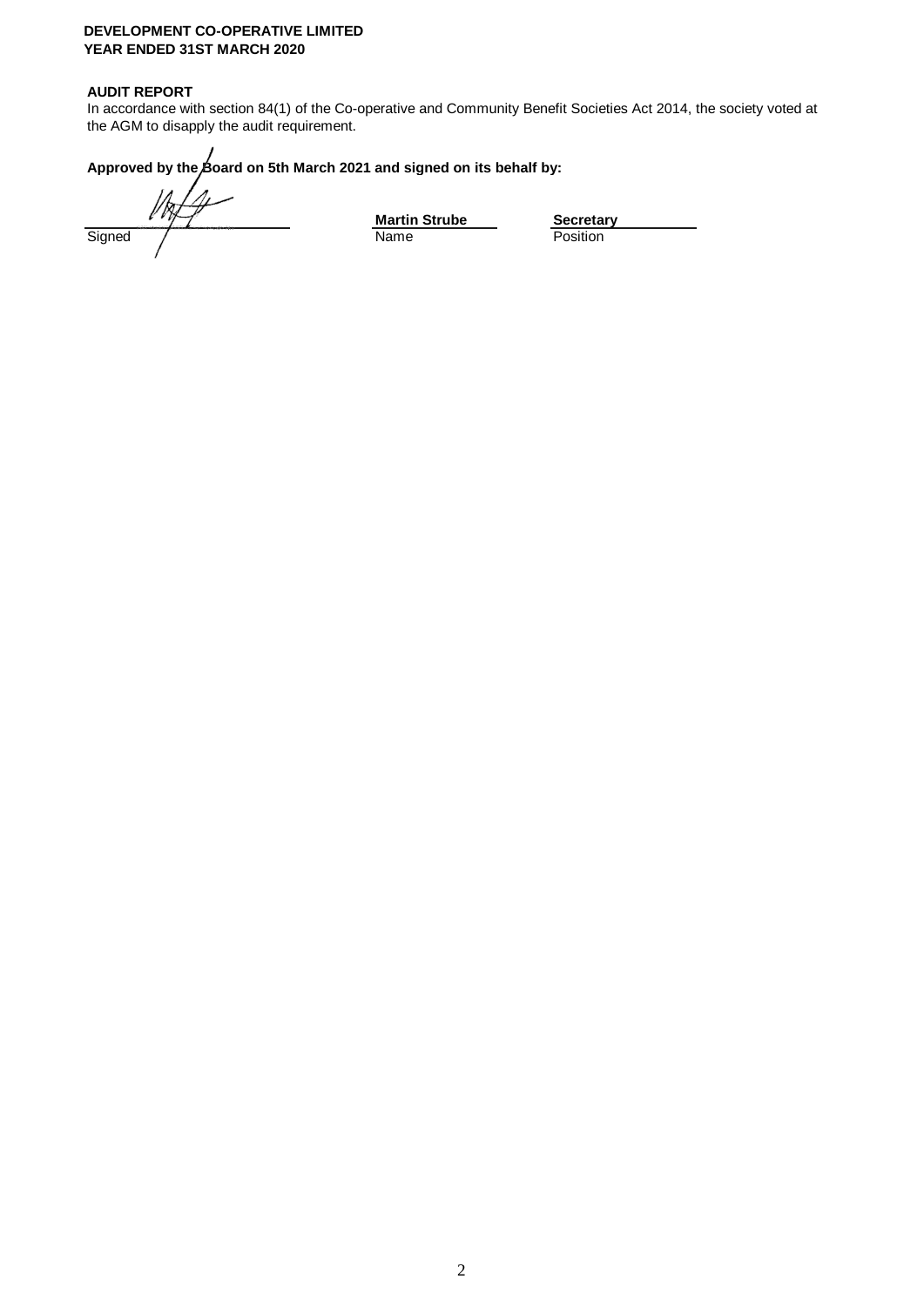**DEVELOPMENT CO-OPERATIVE LIMITED**
**YEAR ENDED 31ST MARCH 2020**

**AUDIT REPORT**

In accordance with section 84(1) of the Co-operative and Community Benefit Societies Act 2014, the society voted at the AGM to disapply the audit requirement.

**Approved by the Board on 5th March 2021 and signed on its behalf by:**

| Signed | Name | Position |
|---|---|---|
| | **Martin Strube** | **Secretary** |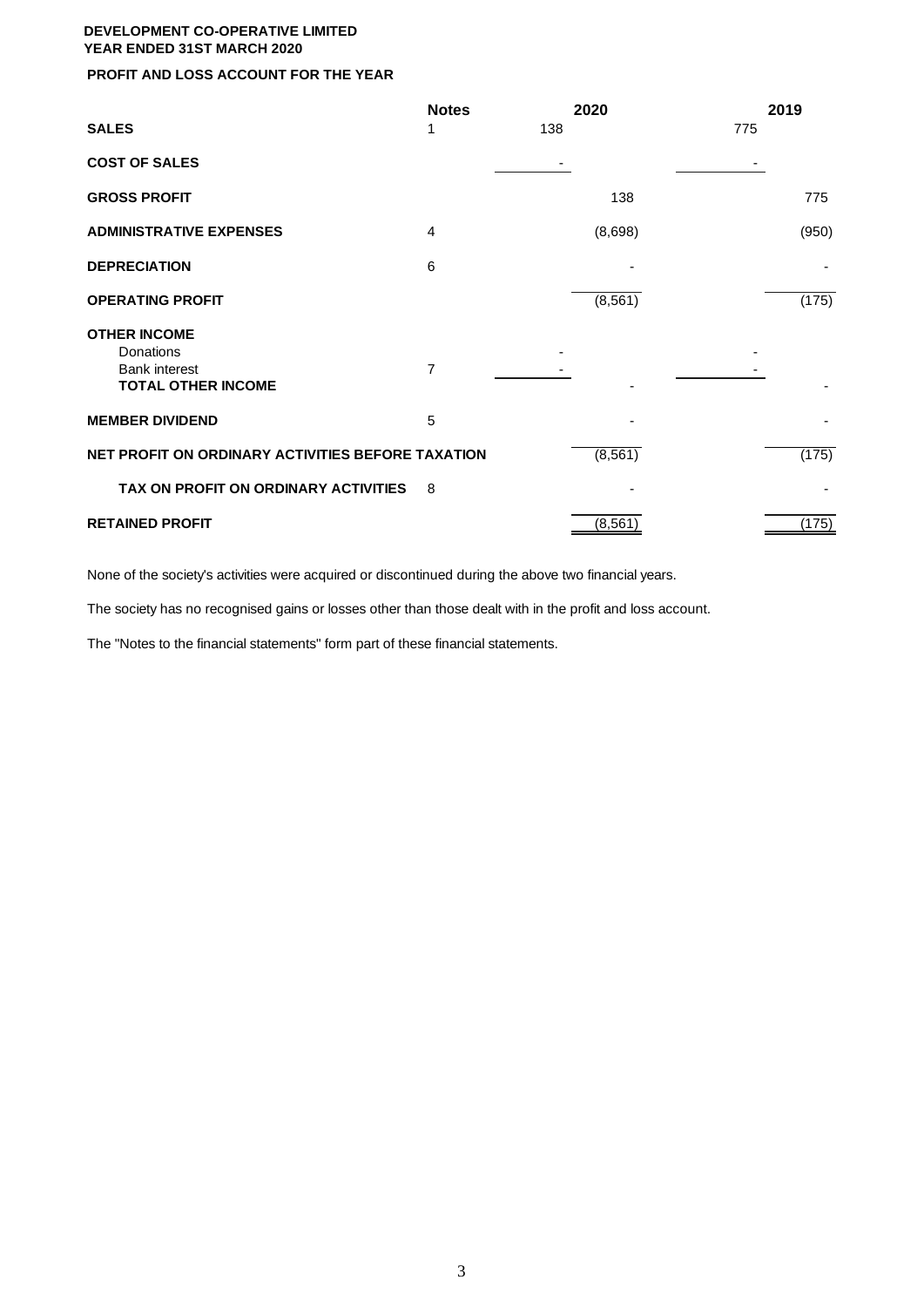**DEVELOPMENT CO-OPERATIVE LIMITED**
**YEAR ENDED 31ST MARCH 2020**

**PROFIT AND LOSS ACCOUNT FOR THE YEAR**

| | Notes | 2020 | | 2019 | |
|---|---|---|---|---|---|
| **SALES** | 1 | 138 | | 775 | |
| **COST OF SALES** | | - | | - | |
| **GROSS PROFIT** | | | 138 | | 775 |
| **ADMINISTRATIVE EXPENSES** | 4 | | (8,698) | | (950) |
| **DEPRECIATION** | 6 | | - | | - |
| **OPERATING PROFIT** | | | (8,561) | | (175) |
| **OTHER INCOME** | | | | | |
| Donations | | - | | - | |
| Bank interest | 7 | - | | - | |
| **TOTAL OTHER INCOME** | | | - | | - |
| **MEMBER DIVIDEND** | 5 | | - | | - |
| **NET PROFIT ON ORDINARY ACTIVITIES BEFORE TAXATION** | | | (8,561) | | (175) |
| **TAX ON PROFIT ON ORDINARY ACTIVITIES** | 8 | | - | | - |
| **RETAINED PROFIT** | | | (8,561) | | (175) |

None of the society's activities were acquired or discontinued during the above two financial years.

The society has no recognised gains or losses other than those dealt with in the profit and loss account.

The "Notes to the financial statements" form part of these financial statements.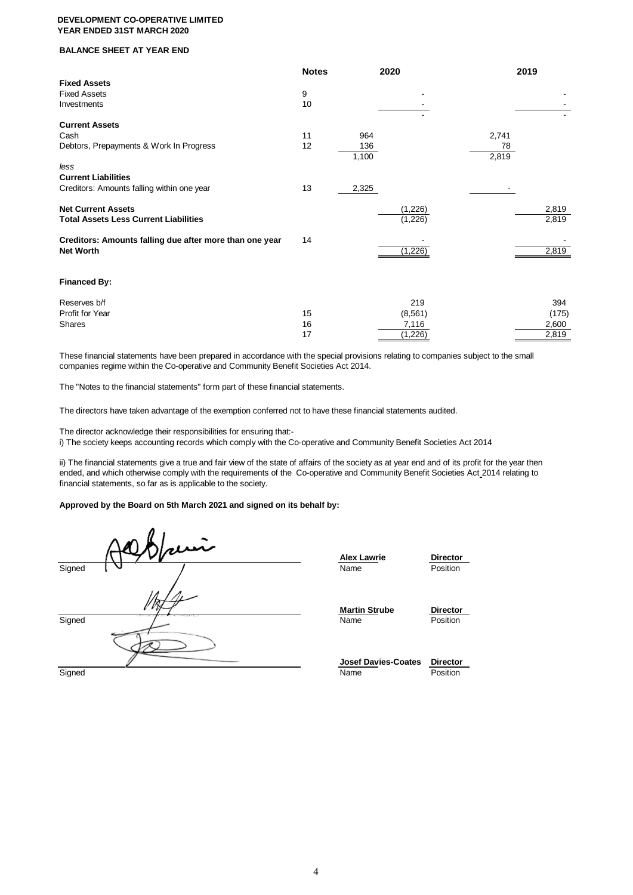**DEVELOPMENT CO-OPERATIVE LIMITED**
**YEAR ENDED 31ST MARCH 2020**

**BALANCE SHEET AT YEAR END**

| | Notes | 2020 | 2020 | 2019 | 2019 |
|---|---|---|---|---|---|
| **Fixed Assets** | | | | | |
| Fixed Assets | 9 | | - | | - |
| Investments | 10 | | - | | - |
| | | | - | | - |
| **Current Assets** | | | | | |
| Cash | 11 | 964 | | 2,741 | |
| Debtors, Prepayments & Work In Progress | 12 | 136 | | 78 | |
| | | 1,100 | | 2,819 | |
| *less* | | | | | |
| **Current Liabilities** | | | | | |
| Creditors: Amounts falling within one year | 13 | 2,325 | | - | |
| **Net Current Assets** | | | (1,226) | | 2,819 |
| **Total Assets Less Current Liabilities** | | | (1,226) | | 2,819 |
| **Creditors: Amounts falling due after more than one year** | 14 | | - | | - |
| **Net Worth** | | | (1,226) | | 2,819 |
| **Financed By:** | | | | | |
| Reserves b/f | | | 219 | | 394 |
| Profit for Year | 15 | | (8,561) | | (175) |
| Shares | 16 | | 7,116 | | 2,600 |
| | 17 | | (1,226) | | 2,819 |

These financial statements have been prepared in accordance with the special provisions relating to companies subject to the small companies regime within the Co-operative and Community Benefit Societies Act 2014.

The "Notes to the financial statements" form part of these financial statements.

The directors have taken advantage of the exemption conferred not to have these financial statements audited.

The director acknowledge their responsibilities for ensuring that:-

i) The society keeps accounting records which comply with the Co-operative and Community Benefit Societies Act 2014

ii) The financial statements give a true and fair view of the state of affairs of the society as at year end and of its profit for the year then ended, and which otherwise comply with the requirements of the Co-operative and Community Benefit Societies Act 2014 relating to financial statements, so far as is applicable to the society.

**Approved by the Board on 5th March 2021 and signed on its behalf by:**

| Signed | Name | Position |
|---|---|---|
| Signed | **Alex Lawrie** | **Director** |
| Signed | **Martin Strube** | **Director** |
| Signed | **Josef Davies-Coates** | **Director** |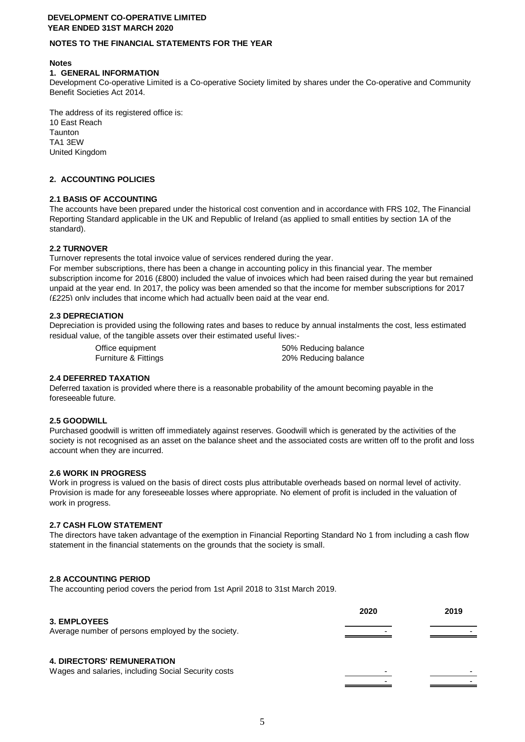**DEVELOPMENT CO-OPERATIVE LIMITED**
**YEAR ENDED 31ST MARCH 2020**

**NOTES TO THE FINANCIAL STATEMENTS FOR THE YEAR**

**Notes**

**1. GENERAL INFORMATION**

Development Co-operative Limited is a Co-operative Society limited by shares under the Co-operative and Community Benefit Societies Act 2014.

The address of its registered office is:
10 East Reach
Taunton
TA1 3EW
United Kingdom

**2. ACCOUNTING POLICIES**

**2.1 BASIS OF ACCOUNTING**

The accounts have been prepared under the historical cost convention and in accordance with FRS 102, The Financial Reporting Standard applicable in the UK and Republic of Ireland (as applied to small entities by section 1A of the standard).

**2.2 TURNOVER**

Turnover represents the total invoice value of services rendered during the year.
For member subscriptions, there has been a change in accounting policy in this financial year. The member subscription income for 2016 (£800) included the value of invoices which had been raised during the year but remained unpaid at the year end. In 2017, the policy was been amended so that the income for member subscriptions for 2017 (£225) only includes that income which had actually been paid at the year end.

**2.3 DEPRECIATION**

Depreciation is provided using the following rates and bases to reduce by annual instalments the cost, less estimated residual value, of the tangible assets over their estimated useful lives:-

| | |
|---|---|
| Office equipment | 50% Reducing balance |
| Furniture & Fittings | 20% Reducing balance |

**2.4 DEFERRED TAXATION**

Deferred taxation is provided where there is a reasonable probability of the amount becoming payable in the foreseeable future.

**2.5 GOODWILL**

Purchased goodwill is written off immediately against reserves. Goodwill which is generated by the activities of the society is not recognised as an asset on the balance sheet and the associated costs are written off to the profit and loss account when they are incurred.

**2.6 WORK IN PROGRESS**

Work in progress is valued on the basis of direct costs plus attributable overheads based on normal level of activity. Provision is made for any foreseeable losses where appropriate. No element of profit is included in the valuation of work in progress.

**2.7 CASH FLOW STATEMENT**

The directors have taken advantage of the exemption in Financial Reporting Standard No 1 from including a cash flow statement in the financial statements on the grounds that the society is small.

**2.8 ACCOUNTING PERIOD**

The accounting period covers the period from 1st April 2018 to 31st March 2019.

| | 2020 | 2019 |
|---|---|---|
| **3. EMPLOYEES** | | |
| Average number of persons employed by the society. | - | - |
| | | |
| **4. DIRECTORS' REMUNERATION** | | |
| Wages and salaries, including Social Security costs | - | - |
| | - | - |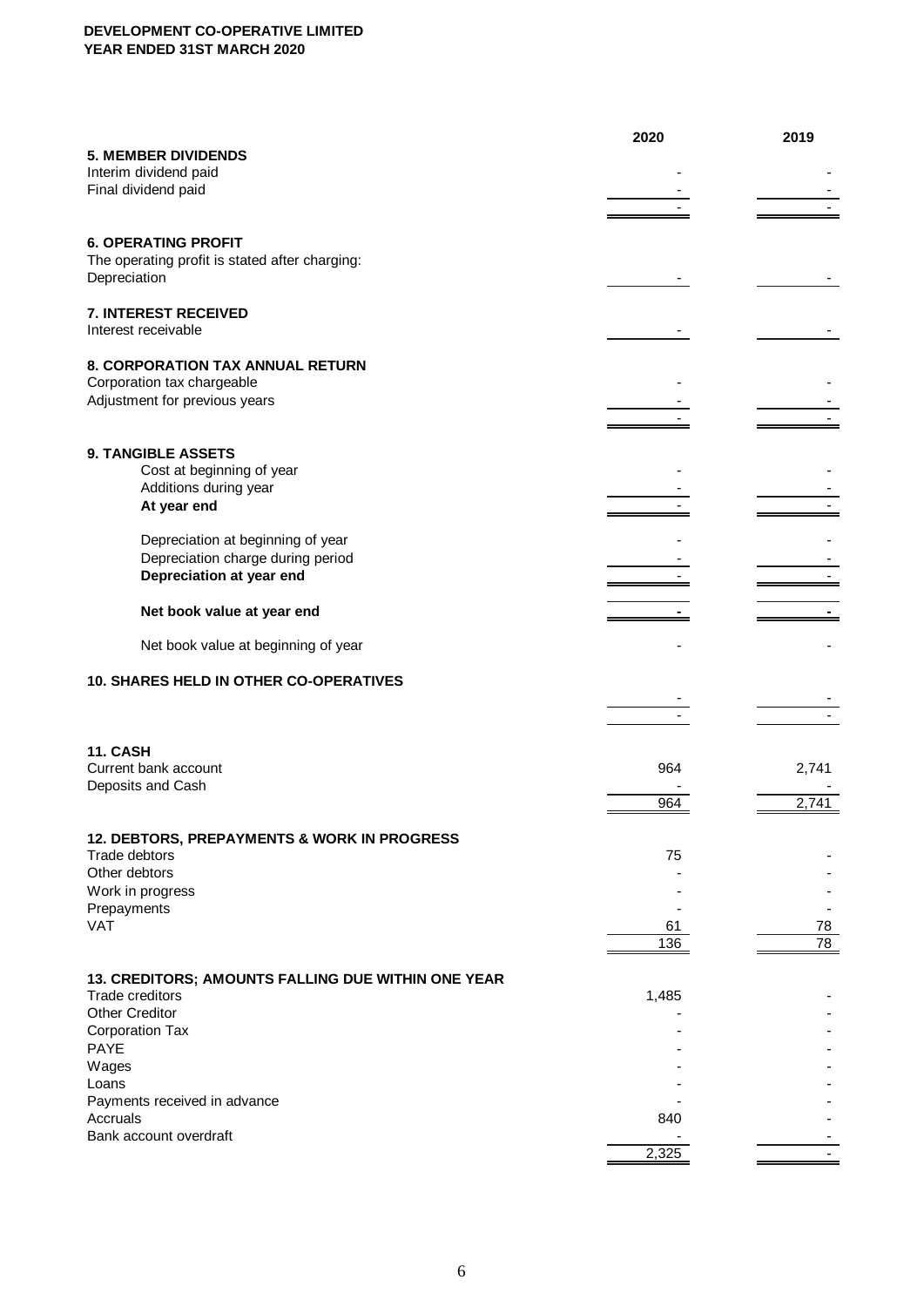**DEVELOPMENT CO-OPERATIVE LIMITED**
**YEAR ENDED 31ST MARCH 2020**

| | 2020 | 2019 |
|---|---|---|
| **5. MEMBER DIVIDENDS** | | |
| Interim dividend paid | - | - |
| Final dividend paid | - | - |
| | - | - |
| | | |
| **6. OPERATING PROFIT** | | |
| The operating profit is stated after charging: | | |
| Depreciation | - | - |
| | | |
| **7. INTEREST RECEIVED** | | |
| Interest receivable | - | - |
| | | |
| **8. CORPORATION TAX ANNUAL RETURN** | | |
| Corporation tax chargeable | - | - |
| Adjustment for previous years | - | - |
| | - | - |
| | | |
| **9. TANGIBLE ASSETS** | | |
| Cost at beginning of year | - | - |
| Additions during year | - | - |
| **At year end** | - | - |
| | | |
| Depreciation at beginning of year | - | - |
| Depreciation charge during period | - | - |
| **Depreciation at year end** | - | - |
| | | |
| **Net book value at year end** | **-** | **-** |
| | | |
| Net book value at beginning of year | - | - |
| | | |
| **10. SHARES HELD IN OTHER CO-OPERATIVES** | | |
| | - | - |
| | - | - |
| | | |
| **11. CASH** | | |
| Current bank account | 964 | 2,741 |
| Deposits and Cash | - | - |
| | 964 | 2,741 |
| | | |
| **12. DEBTORS, PREPAYMENTS & WORK IN PROGRESS** | | |
| Trade debtors | 75 | - |
| Other debtors | - | - |
| Work in progress | - | - |
| Prepayments | - | - |
| VAT | 61 | 78 |
| | 136 | 78 |
| | | |
| **13. CREDITORS; AMOUNTS FALLING DUE WITHIN ONE YEAR** | | |
| Trade creditors | 1,485 | - |
| Other Creditor | - | - |
| Corporation Tax | - | - |
| PAYE | - | - |
| Wages | - | - |
| Loans | - | - |
| Payments received in advance | - | - |
| Accruals | 840 | - |
| Bank account overdraft | - | - |
| | 2,325 | - |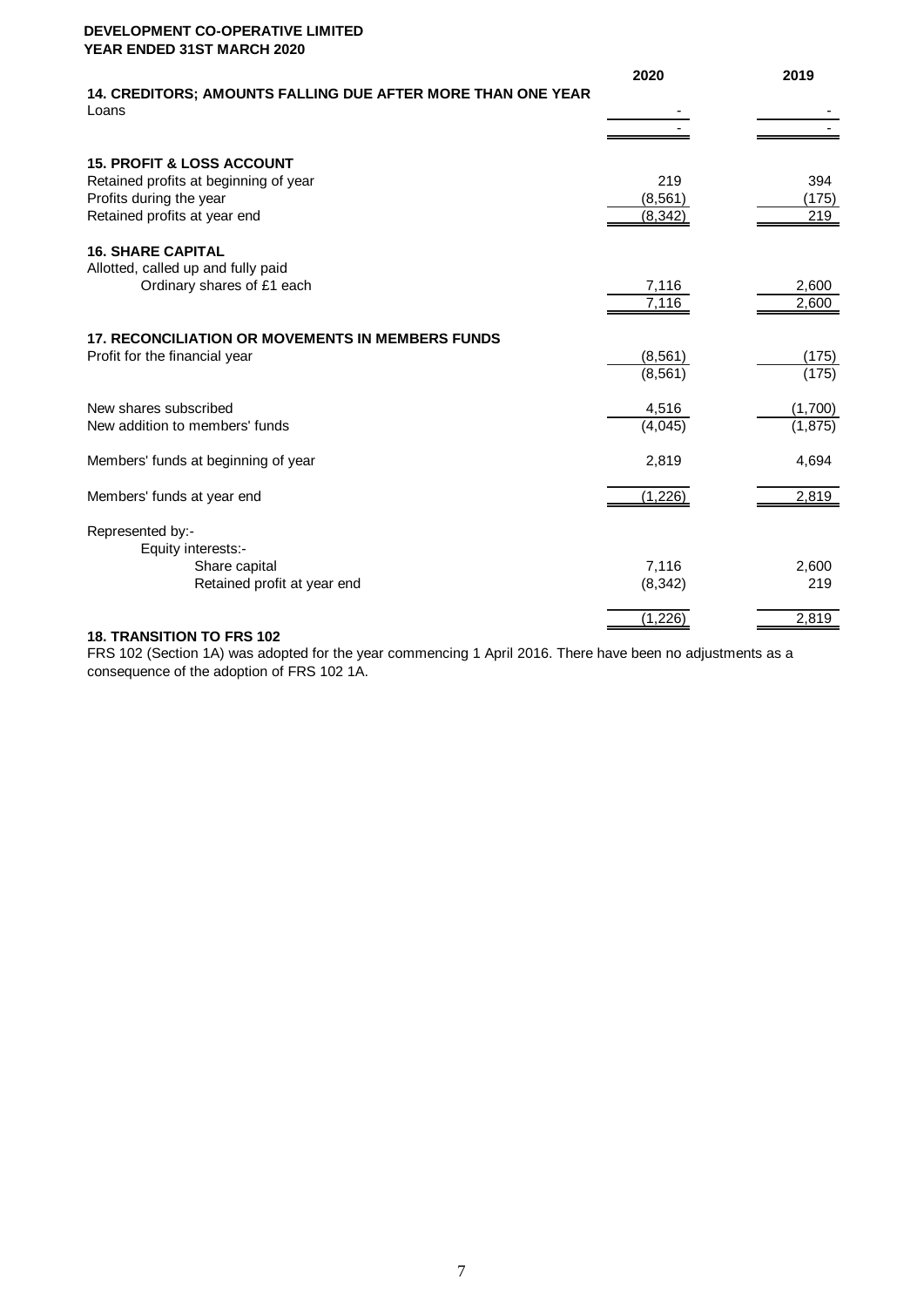**DEVELOPMENT CO-OPERATIVE LIMITED**
**YEAR ENDED 31ST MARCH 2020**

| | 2020 | 2019 |
|---|---|---|
| **14. CREDITORS; AMOUNTS FALLING DUE AFTER MORE THAN ONE YEAR** | | |
| Loans | - | - |
| | - | - |

| | 2020 | 2019 |
|---|---|---|
| **15. PROFIT & LOSS ACCOUNT** | | |
| Retained profits at beginning of year | 219 | 394 |
| Profits during the year | (8,561) | (175) |
| Retained profits at year end | (8,342) | 219 |

| | 2020 | 2019 |
|---|---|---|
| **16. SHARE CAPITAL** | | |
| Allotted, called up and fully paid | | |
| Ordinary shares of £1 each | 7,116 | 2,600 |
| | 7,116 | 2,600 |

| | 2020 | 2019 |
|---|---|---|
| **17. RECONCILIATION OR MOVEMENTS IN MEMBERS FUNDS** | | |
| Profit for the financial year | (8,561) | (175) |
| | (8,561) | (175) |
| New shares subscribed | 4,516 | (1,700) |
| New addition to members' funds | (4,045) | (1,875) |
| Members' funds at beginning of year | 2,819 | 4,694 |
| Members' funds at year end | (1,226) | 2,819 |
| Represented by:- | | |
| Equity interests:- | | |
| Share capital | 7,116 | 2,600 |
| Retained profit at year end | (8,342) | 219 |
| | (1,226) | 2,819 |

**18. TRANSITION TO FRS 102**

FRS 102 (Section 1A) was adopted for the year commencing 1 April 2016. There have been no adjustments as a consequence of the adoption of FRS 102 1A.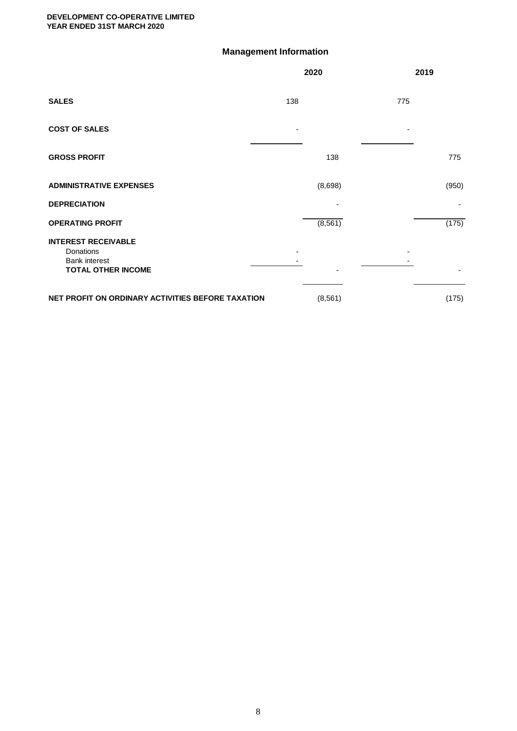**DEVELOPMENT CO-OPERATIVE LIMITED**
**YEAR ENDED 31ST MARCH 2020**

## Management Information

| | 2020 | | 2019 | |
|---|---|---|---|---|
| **SALES** | 138 | | 775 | |
| **COST OF SALES** | - | | - | |
| **GROSS PROFIT** | | 138 | | 775 |
| **ADMINISTRATIVE EXPENSES** | | (8,698) | | (950) |
| **DEPRECIATION** | | - | | - |
| **OPERATING PROFIT** | | (8,561) | | (175) |
| **INTEREST RECEIVABLE** | | | | |
| Donations | - | | - | |
| Bank interest | - | | - | |
| **TOTAL OTHER INCOME** | | - | | - |
| **NET PROFIT ON ORDINARY ACTIVITIES BEFORE TAXATION** | | (8,561) | | (175) |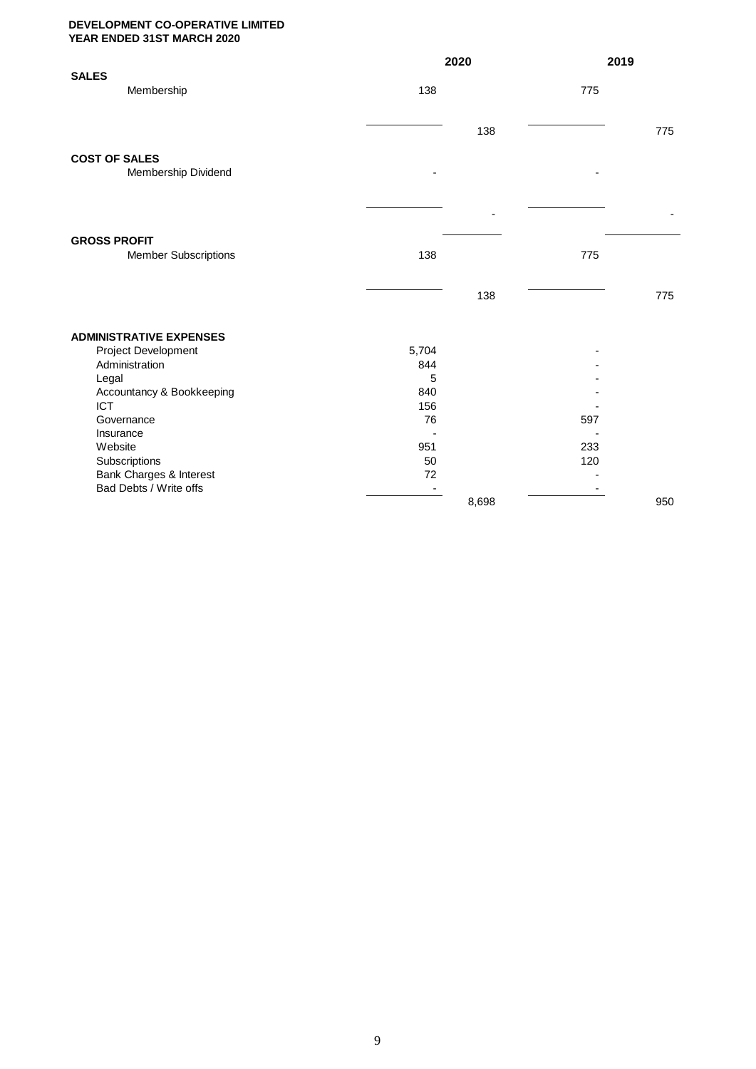**DEVELOPMENT CO-OPERATIVE LIMITED**
**YEAR ENDED 31ST MARCH 2020**

| | 2020 | | 2019 | |
|---|---|---|---|---|
| **SALES** | | | | |
| Membership | 138 | | 775 | |
| | | 138 | | 775 |
| **COST OF SALES** | | | | |
| Membership Dividend | - | | - | |
| | | - | | - |
| **GROSS PROFIT** | | | | |
| Member Subscriptions | 138 | | 775 | |
| | | 138 | | 775 |
| **ADMINISTRATIVE EXPENSES** | | | | |
| Project Development | 5,704 | | - | |
| Administration | 844 | | - | |
| Legal | 5 | | - | |
| Accountancy & Bookkeeping | 840 | | - | |
| ICT | 156 | | - | |
| Governance | 76 | | 597 | |
| Insurance | - | | - | |
| Website | 951 | | 233 | |
| Subscriptions | 50 | | 120 | |
| Bank Charges & Interest | 72 | | - | |
| Bad Debts / Write offs | - | | - | |
| | | 8,698 | | 950 |